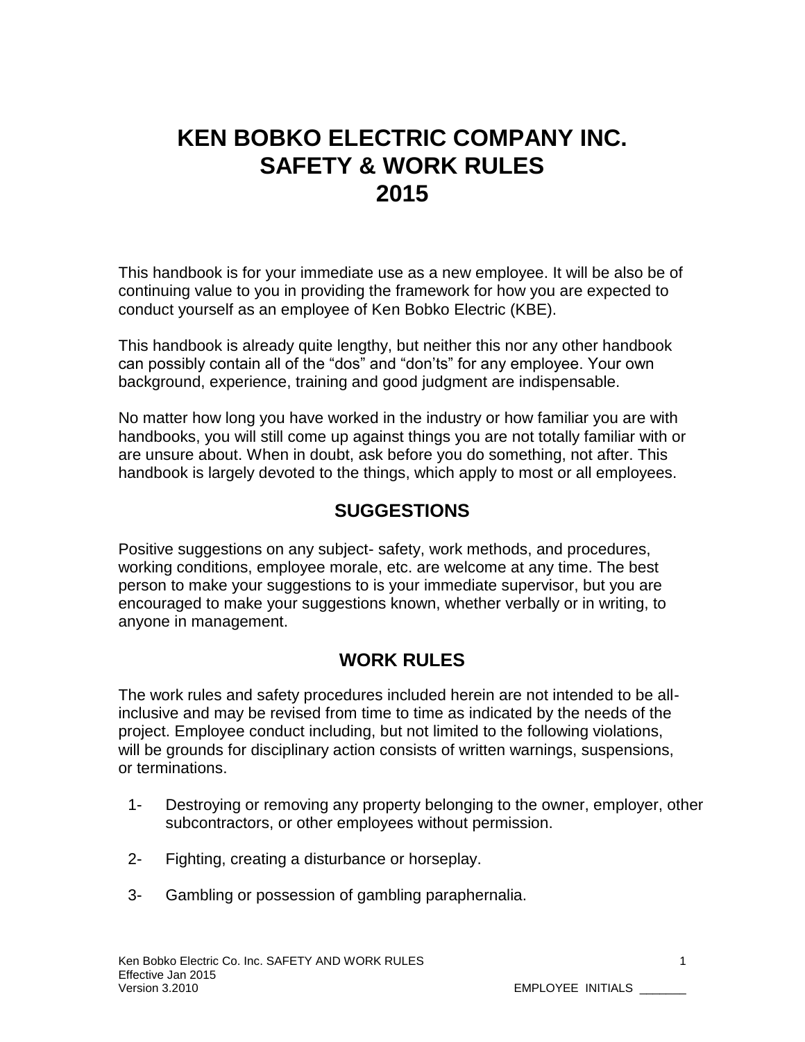# KEN BOBKO ELECTRIC COMPANY INC.
# SAFETY & WORK RULES
# 2015

This handbook is for your immediate use as a new employee. It will be also be of continuing value to you in providing the framework for how you are expected to conduct yourself as an employee of Ken Bobko Electric (KBE).

This handbook is already quite lengthy, but neither this nor any other handbook can possibly contain all of the “dos” and “don’ts” for any employee. Your own background, experience, training and good judgment are indispensable.

No matter how long you have worked in the industry or how familiar you are with handbooks, you will still come up against things you are not totally familiar with or are unsure about. When in doubt, ask before you do something, not after. This handbook is largely devoted to the things, which apply to most or all employees.

## SUGGESTIONS

Positive suggestions on any subject- safety, work methods, and procedures, working conditions, employee morale, etc. are welcome at any time. The best person to make your suggestions to is your immediate supervisor, but you are encouraged to make your suggestions known, whether verbally or in writing, to anyone in management.

## WORK RULES

The work rules and safety procedures included herein are not intended to be all-inclusive and may be revised from time to time as indicated by the needs of the project. Employee conduct including, but not limited to the following violations, will be grounds for disciplinary action consists of written warnings, suspensions, or terminations.

1- Destroying or removing any property belonging to the owner, employer, other subcontractors, or other employees without permission.

2- Fighting, creating a disturbance or horseplay.

3- Gambling or possession of gambling paraphernalia.

EMPLOYEE INITIALS _______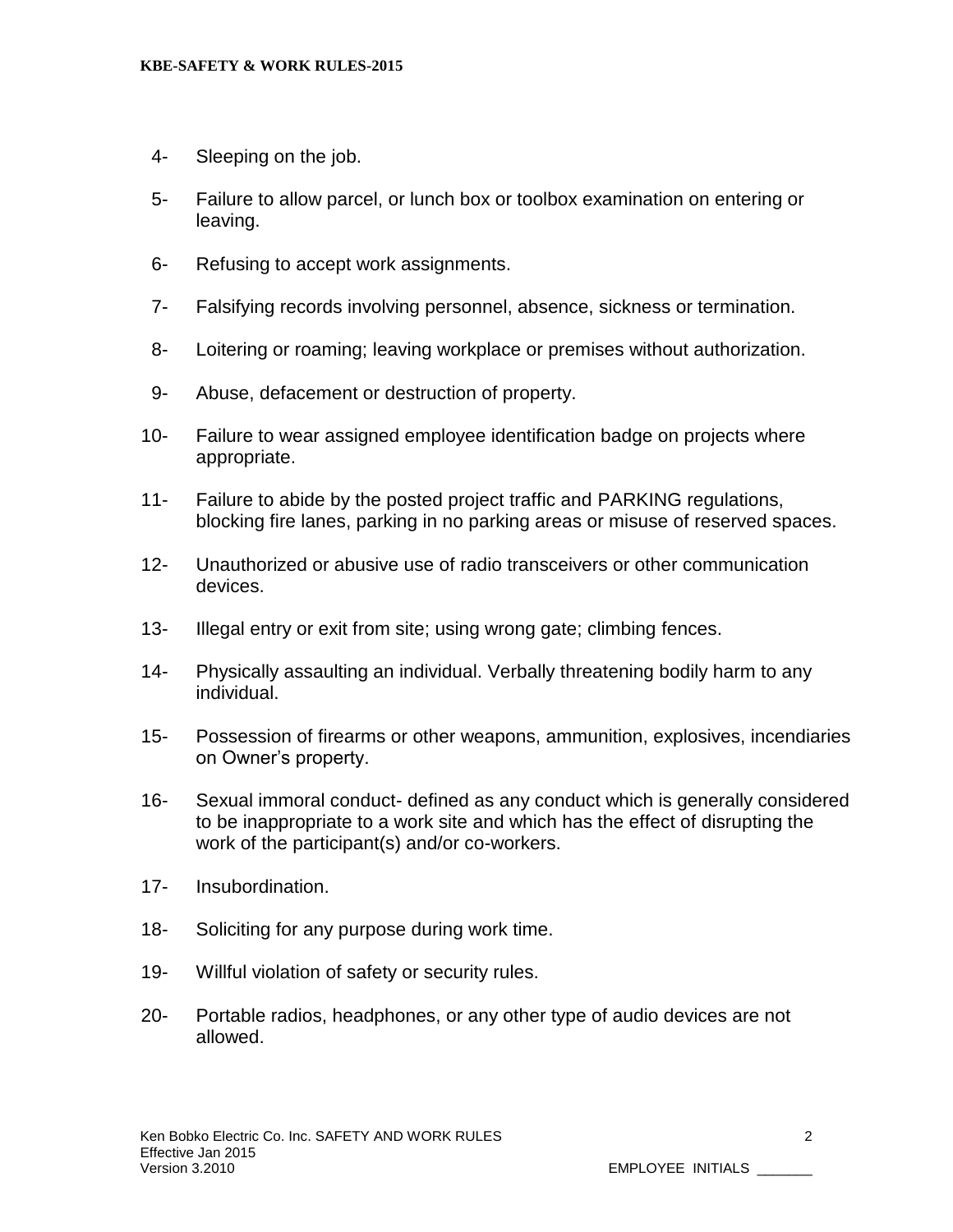4- Sleeping on the job.

5- Failure to allow parcel, or lunch box or toolbox examination on entering or leaving.

6- Refusing to accept work assignments.

7- Falsifying records involving personnel, absence, sickness or termination.

8- Loitering or roaming; leaving workplace or premises without authorization.

9- Abuse, defacement or destruction of property.

10- Failure to wear assigned employee identification badge on projects where appropriate.

11- Failure to abide by the posted project traffic and PARKING regulations, blocking fire lanes, parking in no parking areas or misuse of reserved spaces.

12- Unauthorized or abusive use of radio transceivers or other communication devices.

13- Illegal entry or exit from site; using wrong gate; climbing fences.

14- Physically assaulting an individual. Verbally threatening bodily harm to any individual.

15- Possession of firearms or other weapons, ammunition, explosives, incendiaries on Owner's property.

16- Sexual immoral conduct- defined as any conduct which is generally considered to be inappropriate to a work site and which has the effect of disrupting the work of the participant(s) and/or co-workers.

17- Insubordination.

18- Soliciting for any purpose during work time.

19- Willful violation of safety or security rules.

20- Portable radios, headphones, or any other type of audio devices are not allowed.

EMPLOYEE INITIALS _______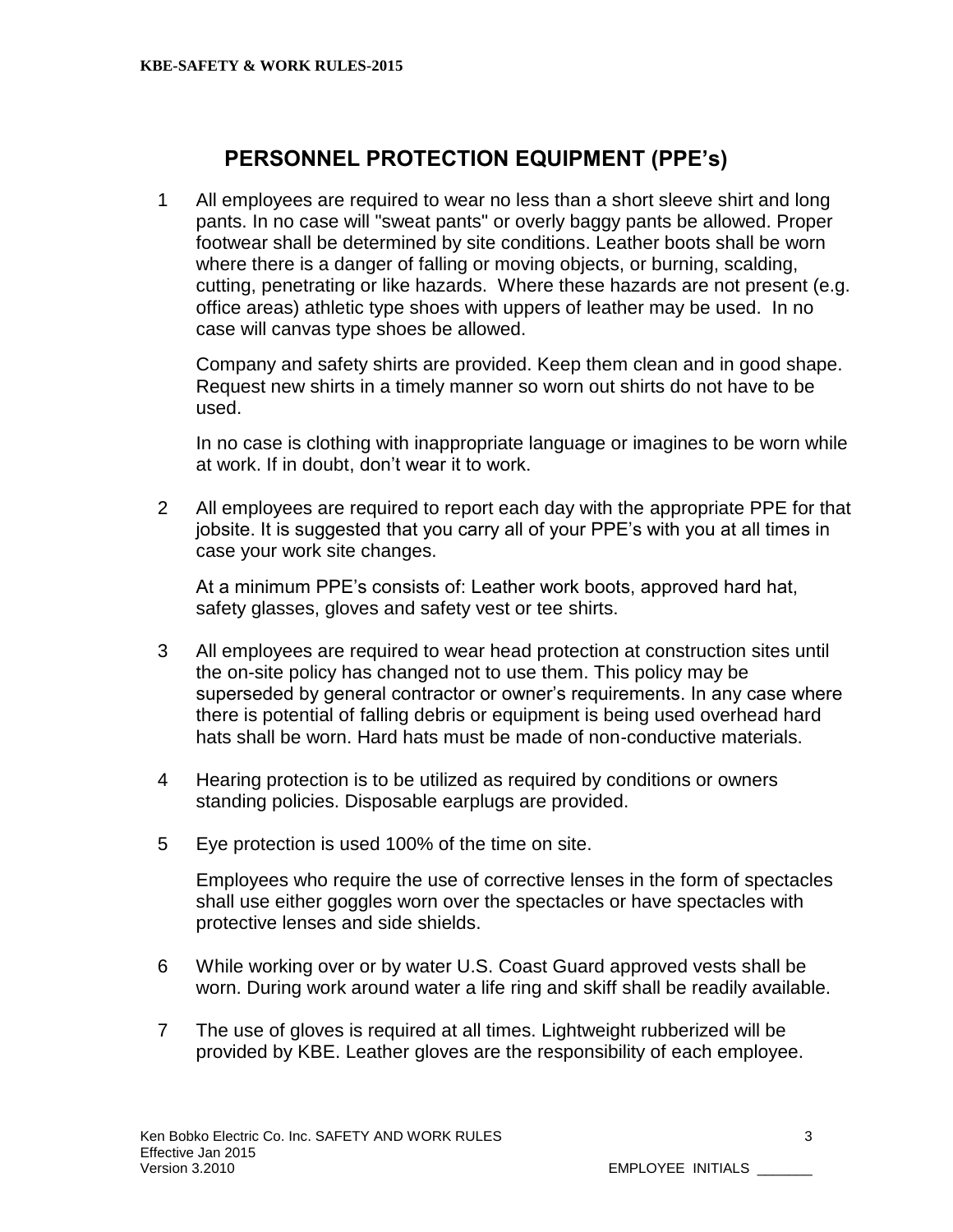# PERSONNEL PROTECTION EQUIPMENT (PPE's)

1. All employees are required to wear no less than a short sleeve shirt and long pants. In no case will "sweat pants" or overly baggy pants be allowed. Proper footwear shall be determined by site conditions. Leather boots shall be worn where there is a danger of falling or moving objects, or burning, scalding, cutting, penetrating or like hazards. Where these hazards are not present (e.g. office areas) athletic type shoes with uppers of leather may be used. In no case will canvas type shoes be allowed.

   Company and safety shirts are provided. Keep them clean and in good shape. Request new shirts in a timely manner so worn out shirts do not have to be used.

   In no case is clothing with inappropriate language or imagines to be worn while at work. If in doubt, don't wear it to work.

2. All employees are required to report each day with the appropriate PPE for that jobsite. It is suggested that you carry all of your PPE's with you at all times in case your work site changes.

   At a minimum PPE's consists of: Leather work boots, approved hard hat, safety glasses, gloves and safety vest or tee shirts.

3. All employees are required to wear head protection at construction sites until the on-site policy has changed not to use them. This policy may be superseded by general contractor or owner's requirements. In any case where there is potential of falling debris or equipment is being used overhead hard hats shall be worn. Hard hats must be made of non-conductive materials.

4. Hearing protection is to be utilized as required by conditions or owners standing policies. Disposable earplugs are provided.

5. Eye protection is used 100% of the time on site.

   Employees who require the use of corrective lenses in the form of spectacles shall use either goggles worn over the spectacles or have spectacles with protective lenses and side shields.

6. While working over or by water U.S. Coast Guard approved vests shall be worn. During work around water a life ring and skiff shall be readily available.

7. The use of gloves is required at all times. Lightweight rubberized will be provided by KBE. Leather gloves are the responsibility of each employee.

EMPLOYEE INITIALS _______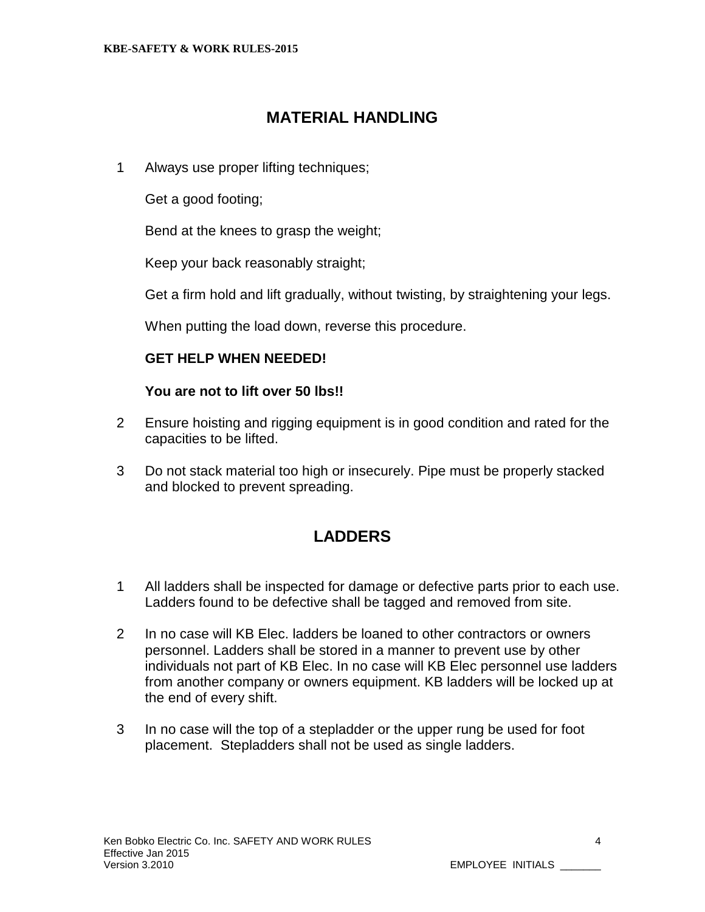## MATERIAL HANDLING

1. Always use proper lifting techniques;

   Get a good footing;

   Bend at the knees to grasp the weight;

   Keep your back reasonably straight;

   Get a firm hold and lift gradually, without twisting, by straightening your legs.

   When putting the load down, reverse this procedure.

   **GET HELP WHEN NEEDED!**

   **You are not to lift over 50 lbs!!**

2. Ensure hoisting and rigging equipment is in good condition and rated for the capacities to be lifted.

3. Do not stack material too high or insecurely. Pipe must be properly stacked and blocked to prevent spreading.

## LADDERS

1. All ladders shall be inspected for damage or defective parts prior to each use. Ladders found to be defective shall be tagged and removed from site.

2. In no case will KB Elec. ladders be loaned to other contractors or owners personnel. Ladders shall be stored in a manner to prevent use by other individuals not part of KB Elec. In no case will KB Elec personnel use ladders from another company or owners equipment. KB ladders will be locked up at the end of every shift.

3. In no case will the top of a stepladder or the upper rung be used for foot placement. Stepladders shall not be used as single ladders.

EMPLOYEE INITIALS _______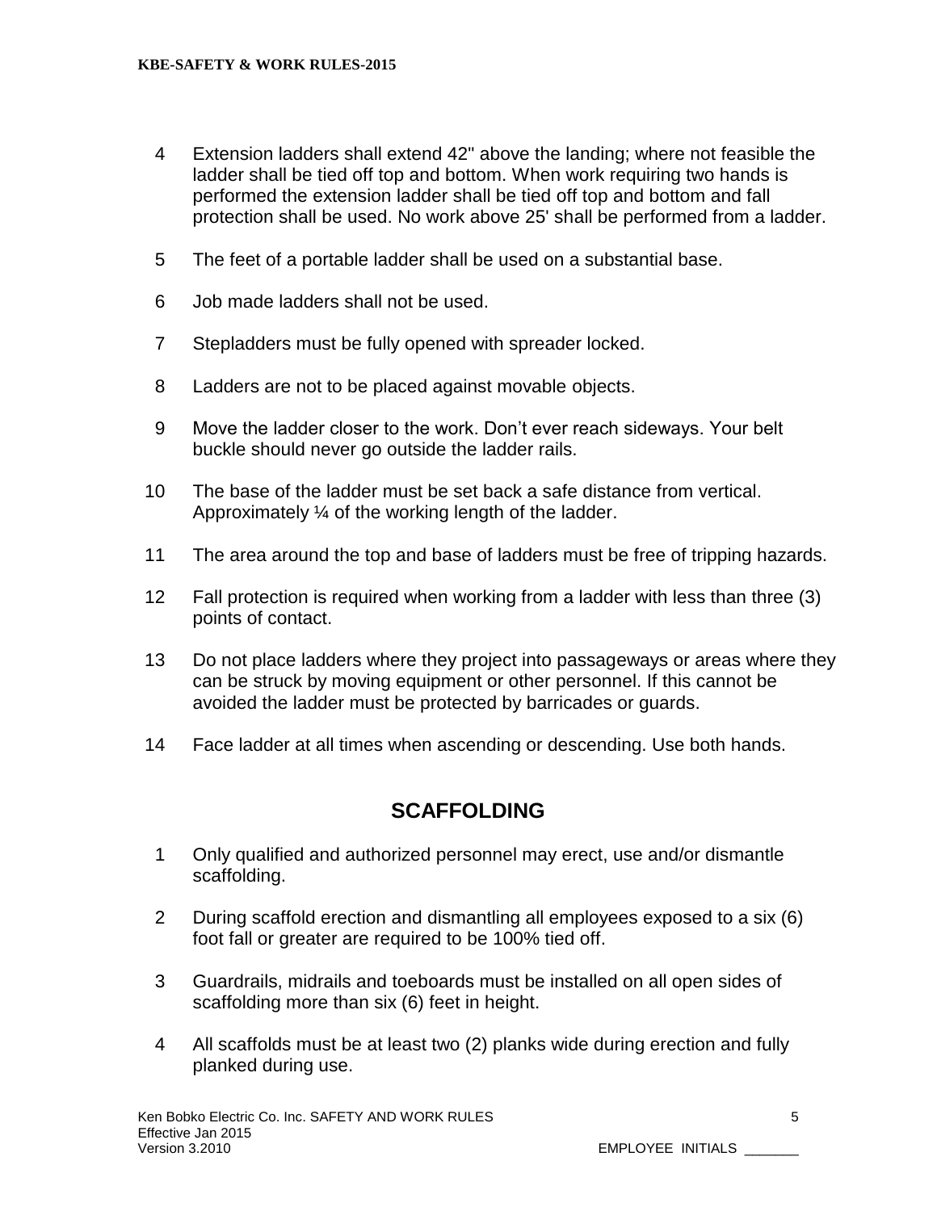4. Extension ladders shall extend 42" above the landing; where not feasible the ladder shall be tied off top and bottom. When work requiring two hands is performed the extension ladder shall be tied off top and bottom and fall protection shall be used. No work above 25' shall be performed from a ladder.

5. The feet of a portable ladder shall be used on a substantial base.

6. Job made ladders shall not be used.

7. Stepladders must be fully opened with spreader locked.

8. Ladders are not to be placed against movable objects.

9. Move the ladder closer to the work. Don't ever reach sideways. Your belt buckle should never go outside the ladder rails.

10. The base of the ladder must be set back a safe distance from vertical. Approximately ¼ of the working length of the ladder.

11. The area around the top and base of ladders must be free of tripping hazards.

12. Fall protection is required when working from a ladder with less than three (3) points of contact.

13. Do not place ladders where they project into passageways or areas where they can be struck by moving equipment or other personnel. If this cannot be avoided the ladder must be protected by barricades or guards.

14. Face ladder at all times when ascending or descending. Use both hands.

## SCAFFOLDING

1. Only qualified and authorized personnel may erect, use and/or dismantle scaffolding.

2. During scaffold erection and dismantling all employees exposed to a six (6) foot fall or greater are required to be 100% tied off.

3. Guardrails, midrails and toeboards must be installed on all open sides of scaffolding more than six (6) feet in height.

4. All scaffolds must be at least two (2) planks wide during erection and fully planked during use.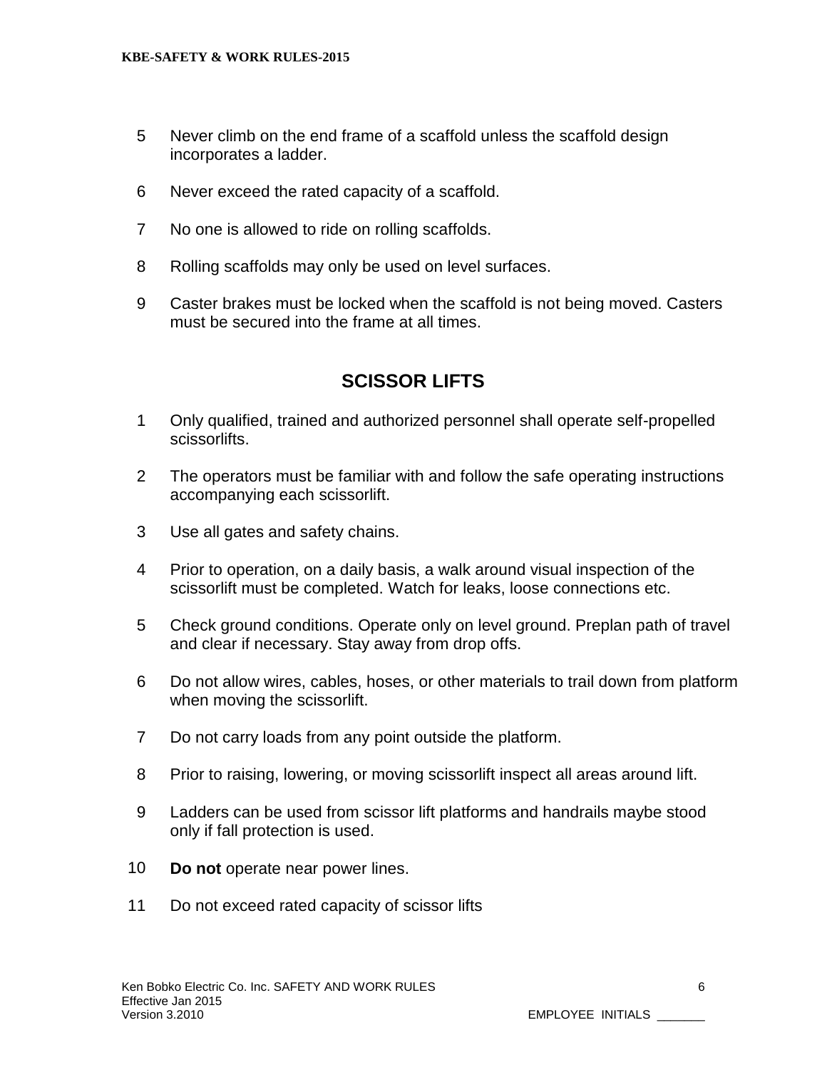5. Never climb on the end frame of a scaffold unless the scaffold design incorporates a ladder.

6. Never exceed the rated capacity of a scaffold.

7. No one is allowed to ride on rolling scaffolds.

8. Rolling scaffolds may only be used on level surfaces.

9. Caster brakes must be locked when the scaffold is not being moved. Casters must be secured into the frame at all times.

## SCISSOR LIFTS

1. Only qualified, trained and authorized personnel shall operate self-propelled scissorlifts.

2. The operators must be familiar with and follow the safe operating instructions accompanying each scissorlift.

3. Use all gates and safety chains.

4. Prior to operation, on a daily basis, a walk around visual inspection of the scissorlift must be completed. Watch for leaks, loose connections etc.

5. Check ground conditions. Operate only on level ground. Preplan path of travel and clear if necessary. Stay away from drop offs.

6. Do not allow wires, cables, hoses, or other materials to trail down from platform when moving the scissorlift.

7. Do not carry loads from any point outside the platform.

8. Prior to raising, lowering, or moving scissorlift inspect all areas around lift.

9. Ladders can be used from scissor lift platforms and handrails maybe stood only if fall protection is used.

10. **Do not** operate near power lines.

11. Do not exceed rated capacity of scissor lifts

EMPLOYEE INITIALS _______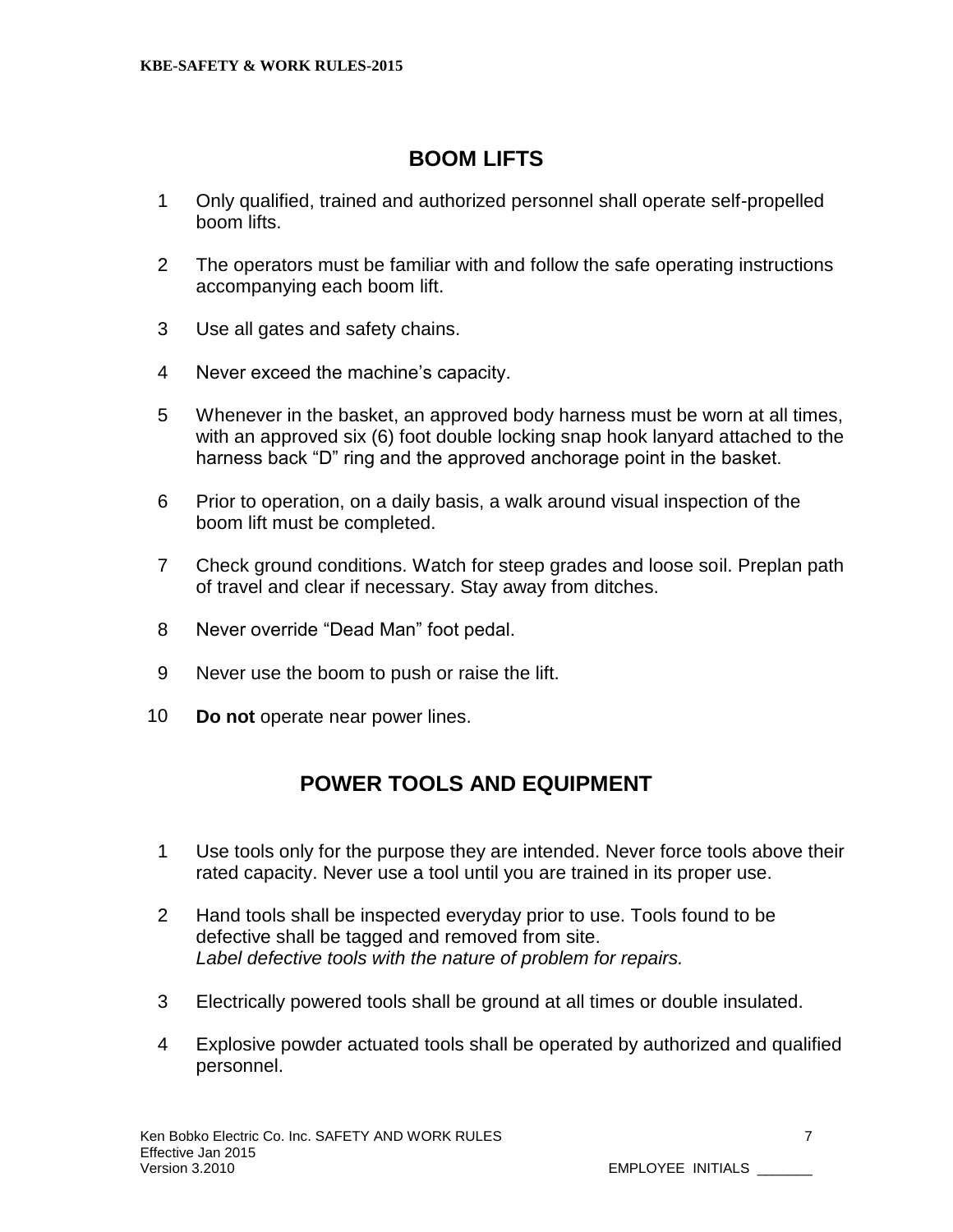## BOOM LIFTS

1. Only qualified, trained and authorized personnel shall operate self-propelled boom lifts.

2. The operators must be familiar with and follow the safe operating instructions accompanying each boom lift.

3. Use all gates and safety chains.

4. Never exceed the machine's capacity.

5. Whenever in the basket, an approved body harness must be worn at all times, with an approved six (6) foot double locking snap hook lanyard attached to the harness back "D" ring and the approved anchorage point in the basket.

6. Prior to operation, on a daily basis, a walk around visual inspection of the boom lift must be completed.

7. Check ground conditions. Watch for steep grades and loose soil. Preplan path of travel and clear if necessary. Stay away from ditches.

8. Never override "Dead Man" foot pedal.

9. Never use the boom to push or raise the lift.

10. **Do not** operate near power lines.

## POWER TOOLS AND EQUIPMENT

1. Use tools only for the purpose they are intended. Never force tools above their rated capacity. Never use a tool until you are trained in its proper use.

2. Hand tools shall be inspected everyday prior to use. Tools found to be defective shall be tagged and removed from site.
   *Label defective tools with the nature of problem for repairs.*

3. Electrically powered tools shall be ground at all times or double insulated.

4. Explosive powder actuated tools shall be operated by authorized and qualified personnel.

EMPLOYEE INITIALS _______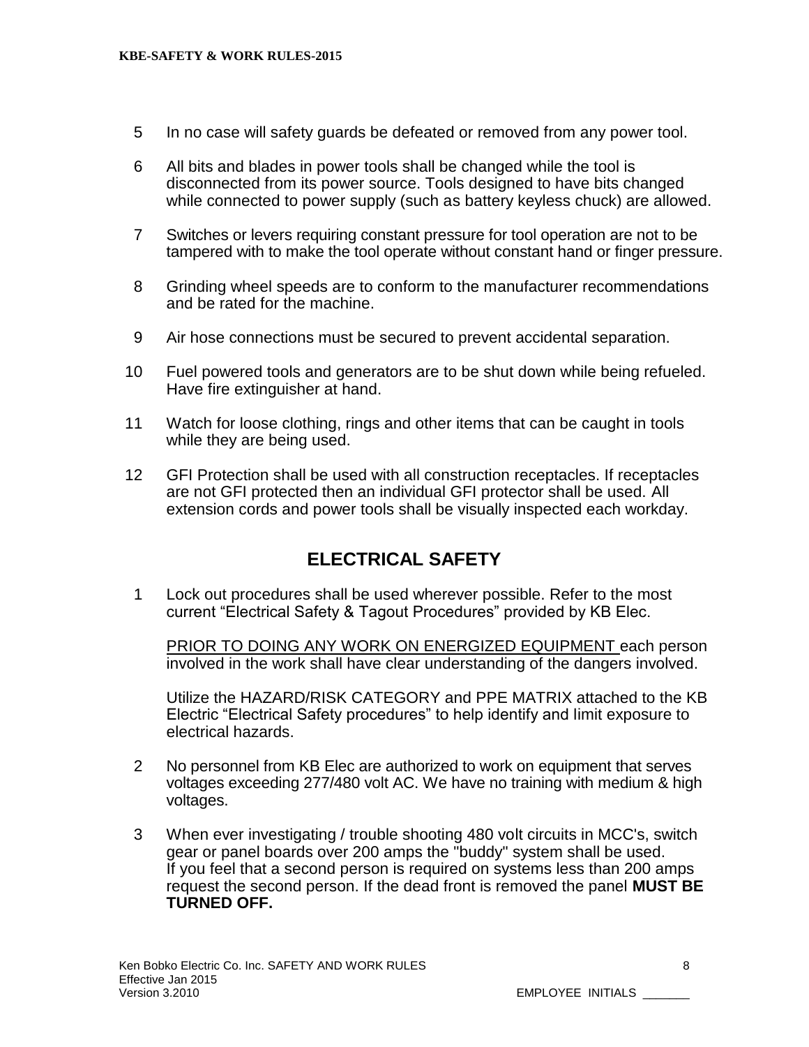5. In no case will safety guards be defeated or removed from any power tool.

6. All bits and blades in power tools shall be changed while the tool is disconnected from its power source. Tools designed to have bits changed while connected to power supply (such as battery keyless chuck) are allowed.

7. Switches or levers requiring constant pressure for tool operation are not to be tampered with to make the tool operate without constant hand or finger pressure.

8. Grinding wheel speeds are to conform to the manufacturer recommendations and be rated for the machine.

9. Air hose connections must be secured to prevent accidental separation.

10. Fuel powered tools and generators are to be shut down while being refueled. Have fire extinguisher at hand.

11. Watch for loose clothing, rings and other items that can be caught in tools while they are being used.

12. GFI Protection shall be used with all construction receptacles. If receptacles are not GFI protected then an individual GFI protector shall be used. All extension cords and power tools shall be visually inspected each workday.

## ELECTRICAL SAFETY

1. Lock out procedures shall be used wherever possible. Refer to the most current "Electrical Safety & Tagout Procedures" provided by KB Elec.

   PRIOR TO DOING ANY WORK ON ENERGIZED EQUIPMENT each person involved in the work shall have clear understanding of the dangers involved.

   Utilize the HAZARD/RISK CATEGORY and PPE MATRIX attached to the KB Electric "Electrical Safety procedures" to help identify and limit exposure to electrical hazards.

2. No personnel from KB Elec are authorized to work on equipment that serves voltages exceeding 277/480 volt AC. We have no training with medium & high voltages.

3. When ever investigating / trouble shooting 480 volt circuits in MCC's, switch gear or panel boards over 200 amps the "buddy" system shall be used. If you feel that a second person is required on systems less than 200 amps request the second person. If the dead front is removed the panel **MUST BE TURNED OFF.**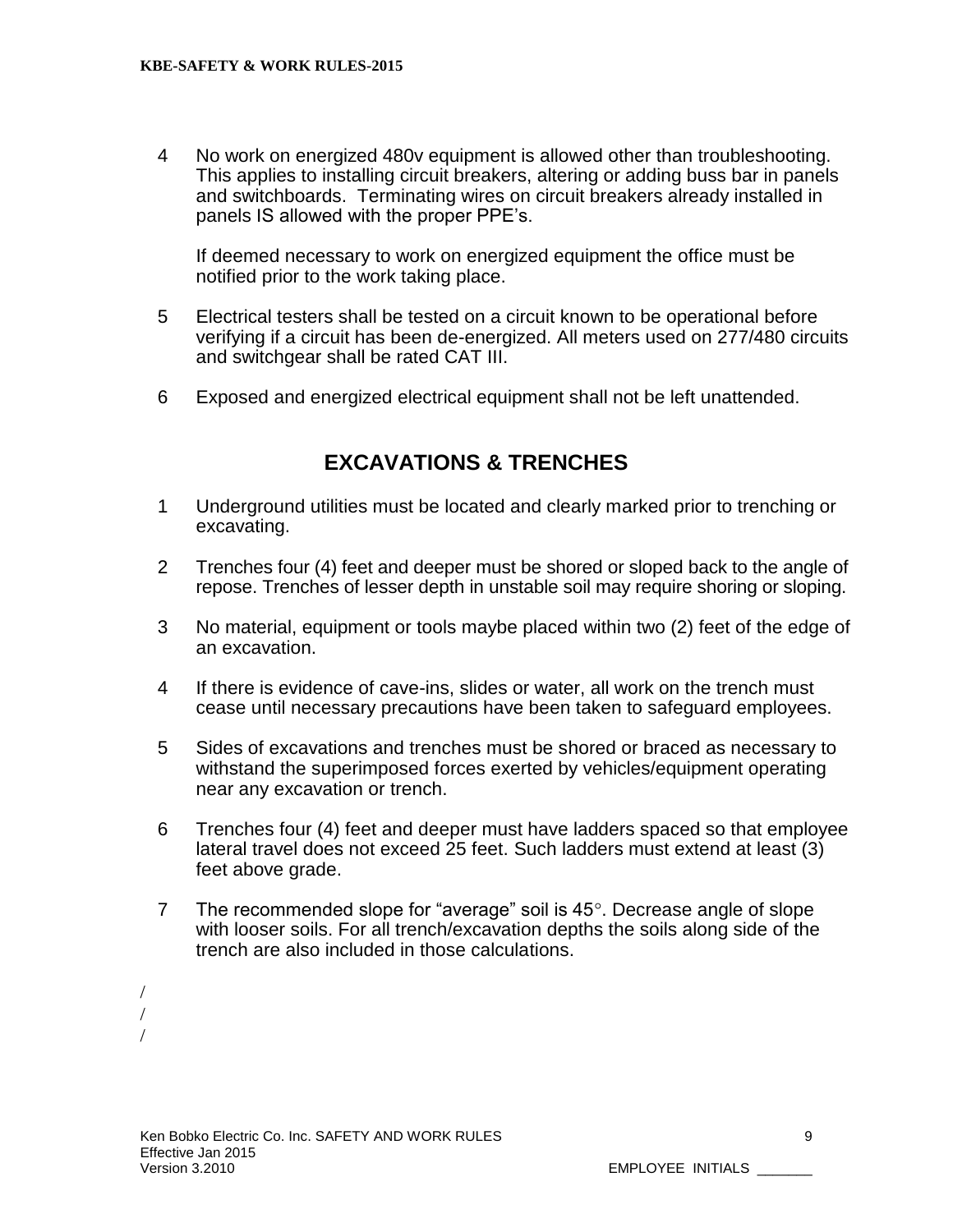4 No work on energized 480v equipment is allowed other than troubleshooting. This applies to installing circuit breakers, altering or adding buss bar in panels and switchboards. Terminating wires on circuit breakers already installed in panels IS allowed with the proper PPE's.

   If deemed necessary to work on energized equipment the office must be notified prior to the work taking place.

5 Electrical testers shall be tested on a circuit known to be operational before verifying if a circuit has been de-energized. All meters used on 277/480 circuits and switchgear shall be rated CAT III.

6 Exposed and energized electrical equipment shall not be left unattended.

## EXCAVATIONS & TRENCHES

1 Underground utilities must be located and clearly marked prior to trenching or excavating.

2 Trenches four (4) feet and deeper must be shored or sloped back to the angle of repose. Trenches of lesser depth in unstable soil may require shoring or sloping.

3 No material, equipment or tools maybe placed within two (2) feet of the edge of an excavation.

4 If there is evidence of cave-ins, slides or water, all work on the trench must cease until necessary precautions have been taken to safeguard employees.

5 Sides of excavations and trenches must be shored or braced as necessary to withstand the superimposed forces exerted by vehicles/equipment operating near any excavation or trench.

6 Trenches four (4) feet and deeper must have ladders spaced so that employee lateral travel does not exceed 25 feet. Such ladders must extend at least (3) feet above grade.

7 The recommended slope for "average" soil is 45°. Decrease angle of slope with looser soils. For all trench/excavation depths the soils along side of the trench are also included in those calculations.

/
/
/

EMPLOYEE INITIALS _______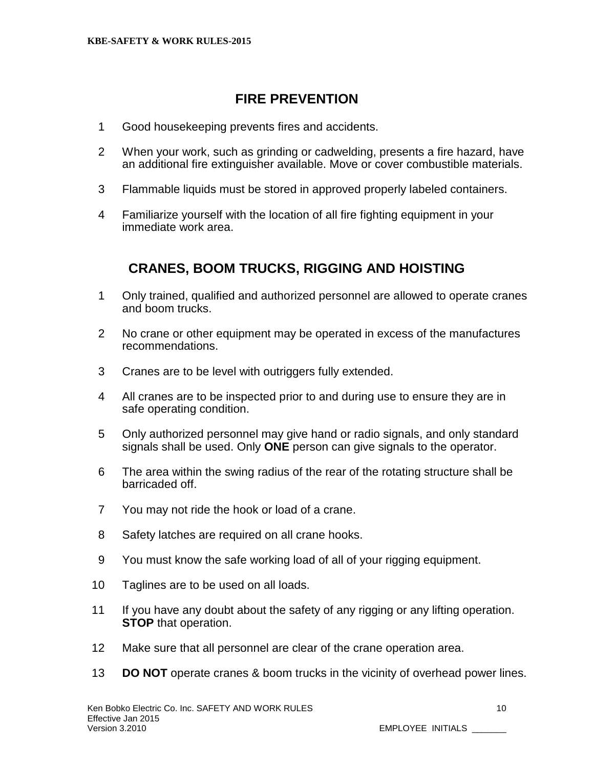## FIRE PREVENTION

1. Good housekeeping prevents fires and accidents.
2. When your work, such as grinding or cadwelding, presents a fire hazard, have an additional fire extinguisher available. Move or cover combustible materials.
3. Flammable liquids must be stored in approved properly labeled containers.
4. Familiarize yourself with the location of all fire fighting equipment in your immediate work area.

## CRANES, BOOM TRUCKS, RIGGING AND HOISTING

1. Only trained, qualified and authorized personnel are allowed to operate cranes and boom trucks.
2. No crane or other equipment may be operated in excess of the manufactures recommendations.
3. Cranes are to be level with outriggers fully extended.
4. All cranes are to be inspected prior to and during use to ensure they are in safe operating condition.
5. Only authorized personnel may give hand or radio signals, and only standard signals shall be used. Only **ONE** person can give signals to the operator.
6. The area within the swing radius of the rear of the rotating structure shall be barricaded off.
7. You may not ride the hook or load of a crane.
8. Safety latches are required on all crane hooks.
9. You must know the safe working load of all of your rigging equipment.
10. Taglines are to be used on all loads.
11. If you have any doubt about the safety of any rigging or any lifting operation. **STOP** that operation.
12. Make sure that all personnel are clear of the crane operation area.
13. **DO NOT** operate cranes & boom trucks in the vicinity of overhead power lines.

EMPLOYEE INITIALS _______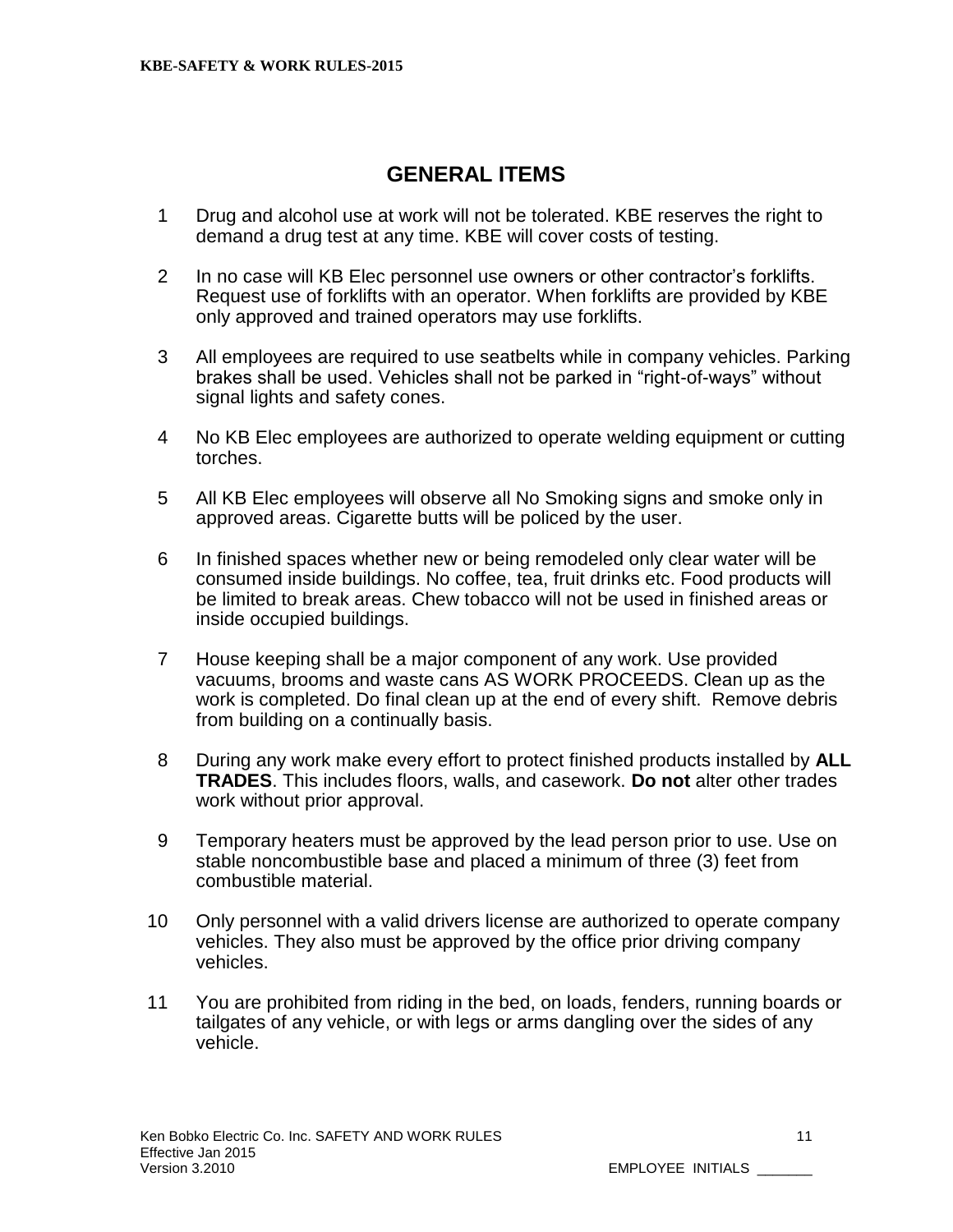# GENERAL ITEMS

1. Drug and alcohol use at work will not be tolerated. KBE reserves the right to demand a drug test at any time. KBE will cover costs of testing.

2. In no case will KB Elec personnel use owners or other contractor's forklifts. Request use of forklifts with an operator. When forklifts are provided by KBE only approved and trained operators may use forklifts.

3. All employees are required to use seatbelts while in company vehicles. Parking brakes shall be used. Vehicles shall not be parked in "right-of-ways" without signal lights and safety cones.

4. No KB Elec employees are authorized to operate welding equipment or cutting torches.

5. All KB Elec employees will observe all No Smoking signs and smoke only in approved areas. Cigarette butts will be policed by the user.

6. In finished spaces whether new or being remodeled only clear water will be consumed inside buildings. No coffee, tea, fruit drinks etc. Food products will be limited to break areas. Chew tobacco will not be used in finished areas or inside occupied buildings.

7. House keeping shall be a major component of any work. Use provided vacuums, brooms and waste cans AS WORK PROCEEDS. Clean up as the work is completed. Do final clean up at the end of every shift. Remove debris from building on a continually basis.

8. During any work make every effort to protect finished products installed by **ALL TRADES**. This includes floors, walls, and casework. **Do not** alter other trades work without prior approval.

9. Temporary heaters must be approved by the lead person prior to use. Use on stable noncombustible base and placed a minimum of three (3) feet from combustible material.

10. Only personnel with a valid drivers license are authorized to operate company vehicles. They also must be approved by the office prior driving company vehicles.

11. You are prohibited from riding in the bed, on loads, fenders, running boards or tailgates of any vehicle, or with legs or arms dangling over the sides of any vehicle.

EMPLOYEE INITIALS _______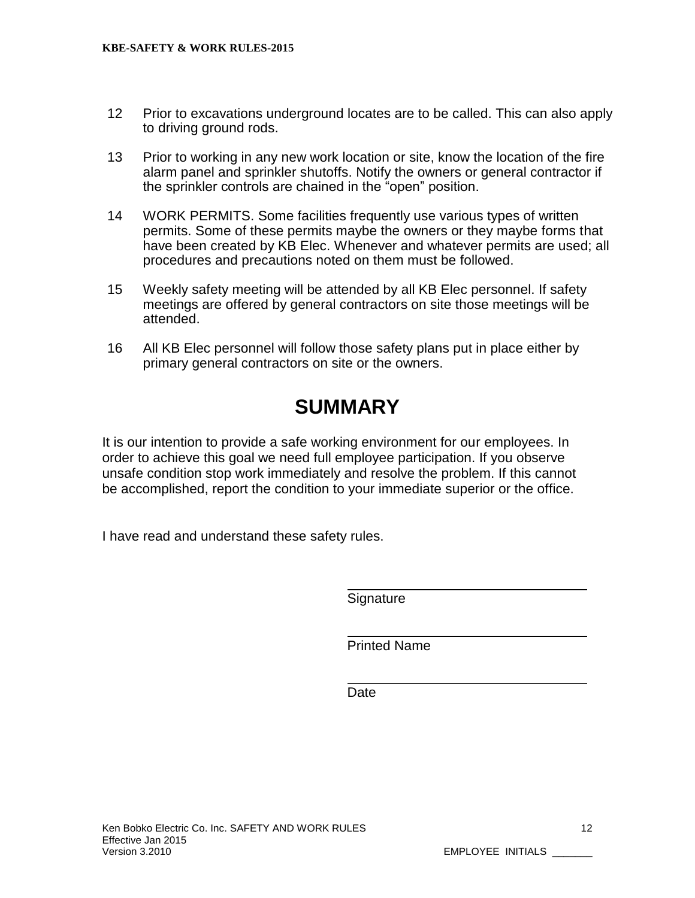12. Prior to excavations underground locates are to be called. This can also apply to driving ground rods.

13. Prior to working in any new work location or site, know the location of the fire alarm panel and sprinkler shutoffs. Notify the owners or general contractor if the sprinkler controls are chained in the "open" position.

14. WORK PERMITS. Some facilities frequently use various types of written permits. Some of these permits maybe the owners or they maybe forms that have been created by KB Elec. Whenever and whatever permits are used; all procedures and precautions noted on them must be followed.

15. Weekly safety meeting will be attended by all KB Elec personnel. If safety meetings are offered by general contractors on site those meetings will be attended.

16. All KB Elec personnel will follow those safety plans put in place either by primary general contractors on site or the owners.

# SUMMARY

It is our intention to provide a safe working environment for our employees. In order to achieve this goal we need full employee participation. If you observe unsafe condition stop work immediately and resolve the problem. If this cannot be accomplished, report the condition to your immediate superior or the office.

I have read and understand these safety rules.

______________________________
Signature

______________________________
Printed Name

______________________________
Date

EMPLOYEE INITIALS _______